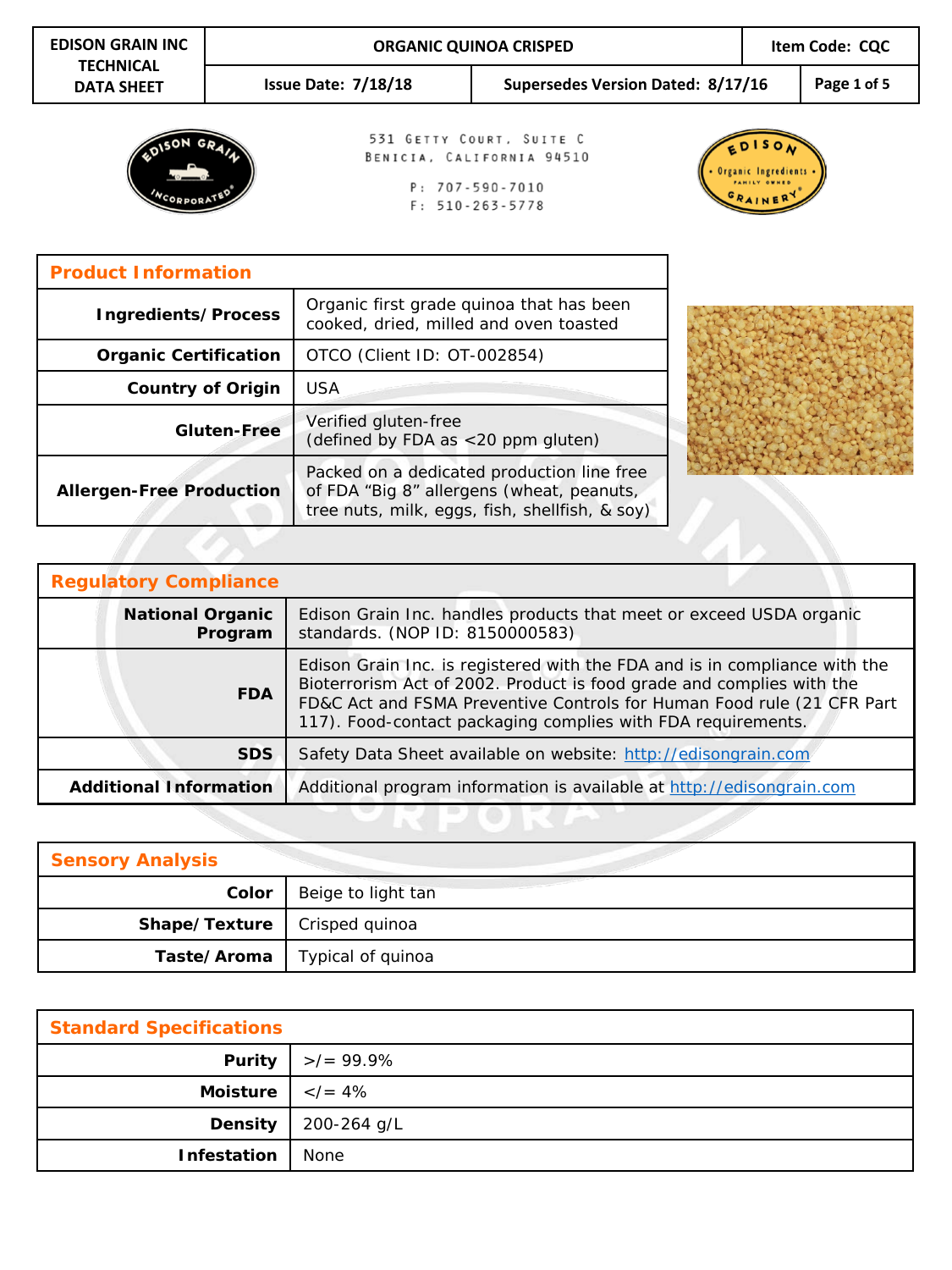| EDISON GRAIN INC TECHNICAL DATA SHEET | ORGANIC QUINOA CRISPED | | Item Code: CQC |
|---|---|---|---|
| | Issue Date: 7/18/18 | Supersedes Version Dated: 8/17/16 | |

531 Getty Court, Suite C
Benicia, California 94510

P: 707-590-7010
F: 510-263-5778

| Product Information | |
|---|---|
| **Ingredients/Process** | Organic first grade quinoa that has been cooked, dried, milled and oven toasted |
| **Organic Certification** | OTCO (Client ID: OT-002854) |
| **Country of Origin** | USA |
| **Gluten-Free** | Verified gluten-free (defined by FDA as <20 ppm gluten) |
| **Allergen-Free Production** | Packed on a dedicated production line free of FDA "Big 8" allergens (wheat, peanuts, tree nuts, milk, eggs, fish, shellfish, & soy) |

| Regulatory Compliance | |
|---|---|
| **National Organic Program** | Edison Grain Inc. handles products that meet or exceed USDA organic standards. (NOP ID: 8150000583) |
| **FDA** | Edison Grain Inc. is registered with the FDA and is in compliance with the Bioterrorism Act of 2002. Product is food grade and complies with the FD&C Act and FSMA Preventive Controls for Human Food rule (21 CFR Part 117). Food-contact packaging complies with FDA requirements. |
| **SDS** | Safety Data Sheet available on website: http://edisongrain.com |
| **Additional Information** | Additional program information is available at http://edisongrain.com |

| Sensory Analysis | |
|---|---|
| **Color** | Beige to light tan |
| **Shape/Texture** | Crisped quinoa |
| **Taste/Aroma** | Typical of quinoa |

| Standard Specifications | |
|---|---|
| **Purity** | >/= 99.9% |
| **Moisture** | </= 4% |
| **Density** | 200-264 g/L |
| **Infestation** | None |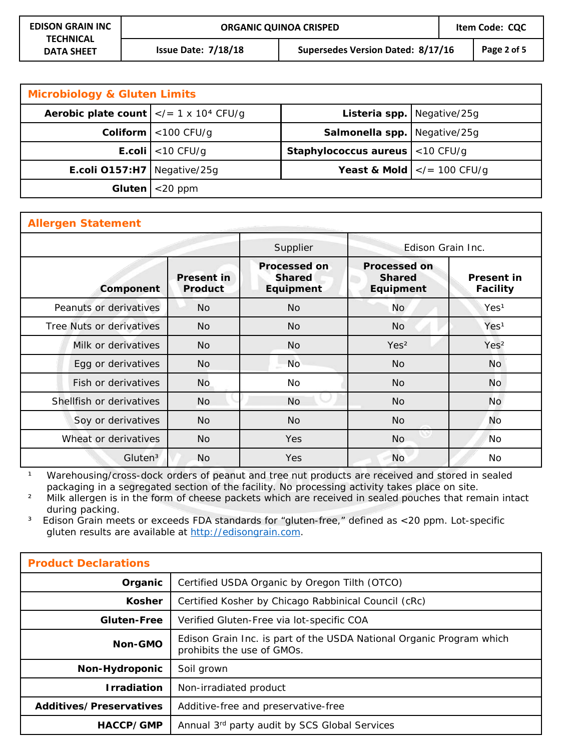## Microbiology & Gluten Limits

| | | | |
|---|---|---|---|
| **Aerobic plate count** | </= 1 x $10^4$ CFU/g | **Listeria spp.** | Negative/25g |
| **Coliform** | <100 CFU/g | **Salmonella spp.** | Negative/25g |
| **E.coli** | <10 CFU/g | **Staphylococcus aureus** | <10 CFU/g |
| **E.coli O157:H7** | Negative/25g | **Yeast & Mold** | </= 100 CFU/g |
| **Gluten** | <20 ppm | | |

## Allergen Statement

| | | Supplier | Edison Grain Inc. | |
|---|---|---|---|---|
| **Component** | **Present in Product** | **Processed on Shared Equipment** | **Processed on Shared Equipment** | **Present in Facility** |
| Peanuts or derivatives | No | No | No | Yes[1] |
| Tree Nuts or derivatives | No | No | No | Yes[1] |
| Milk or derivatives | No | No | Yes[2] | Yes[2] |
| Egg or derivatives | No | No | No | No |
| Fish or derivatives | No | No | No | No |
| Shellfish or derivatives | No | No | No | No |
| Soy or derivatives | No | No | No | No |
| Wheat or derivatives | No | Yes | No | No |
| Gluten[3] | No | Yes | No | No |

[1] Warehousing/cross-dock orders of peanut and tree nut products are received and stored in sealed packaging in a segregated section of the facility. No processing activity takes place on site.

[2] Milk allergen is in the form of cheese packets which are received in sealed pouches that remain intact during packing.

[3] Edison Grain meets or exceeds FDA standards for "gluten-free," defined as <20 ppm. Lot-specific gluten results are available at http://edisongrain.com.

## Product Declarations

| | |
|---|---|
| **Organic** | Certified USDA Organic by Oregon Tilth (OTCO) |
| **Kosher** | Certified Kosher by Chicago Rabbinical Council (cRc) |
| **Gluten-Free** | Verified Gluten-Free via lot-specific COA |
| **Non-GMO** | Edison Grain Inc. is part of the USDA National Organic Program which prohibits the use of GMOs. |
| **Non-Hydroponic** | Soil grown |
| **Irradiation** | Non-irradiated product |
| **Additives/Preservatives** | Additive-free and preservative-free |
| **HACCP/GMP** | Annual 3rd party audit by SCS Global Services |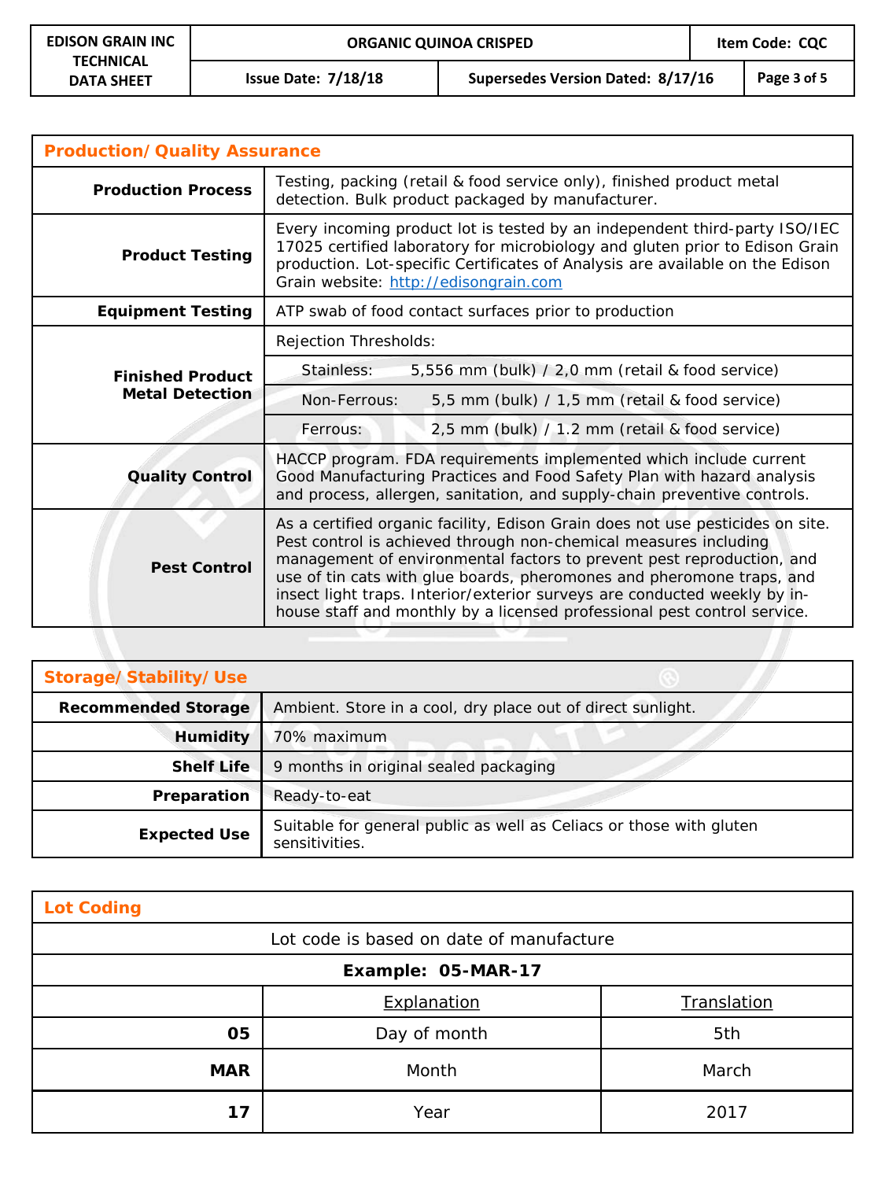## Production/Quality Assurance

| | |
|---|---|
| **Production Process** | Testing, packing (retail & food service only), finished product metal detection. Bulk product packaged by manufacturer. |
| **Product Testing** | Every incoming product lot is tested by an independent third-party ISO/IEC 17025 certified laboratory for microbiology and gluten prior to Edison Grain production. Lot-specific Certificates of Analysis are available on the Edison Grain website: http://edisongrain.com |
| **Equipment Testing** | ATP swab of food contact surfaces prior to production |
| **Finished Product Metal Detection** | Rejection Thresholds: |
| | Stainless: 5,556 mm (bulk) / 2,0 mm (retail & food service) |
| | Non-Ferrous: 5,5 mm (bulk) / 1,5 mm (retail & food service) |
| | Ferrous: 2,5 mm (bulk) / 1.2 mm (retail & food service) |
| **Quality Control** | HACCP program. FDA requirements implemented which include current Good Manufacturing Practices and Food Safety Plan with hazard analysis and process, allergen, sanitation, and supply-chain preventive controls. |
| **Pest Control** | As a certified organic facility, Edison Grain does not use pesticides on site. Pest control is achieved through non-chemical measures including management of environmental factors to prevent pest reproduction, and use of tin cats with glue boards, pheromones and pheromone traps, and insect light traps. Interior/exterior surveys are conducted weekly by in-house staff and monthly by a licensed professional pest control service. |

## Storage/Stability/Use

| | |
|---|---|
| **Recommended Storage** | Ambient. Store in a cool, dry place out of direct sunlight. |
| **Humidity** | 70% maximum |
| **Shelf Life** | 9 months in original sealed packaging |
| **Preparation** | Ready-to-eat |
| **Expected Use** | Suitable for general public as well as Celiacs or those with gluten sensitivities. |

## Lot Coding

Lot code is based on date of manufacture

**Example: 05-MAR-17**

| | Explanation | Translation |
|---|---|---|
| **05** | Day of month | 5th |
| **MAR** | Month | March |
| **17** | Year | 2017 |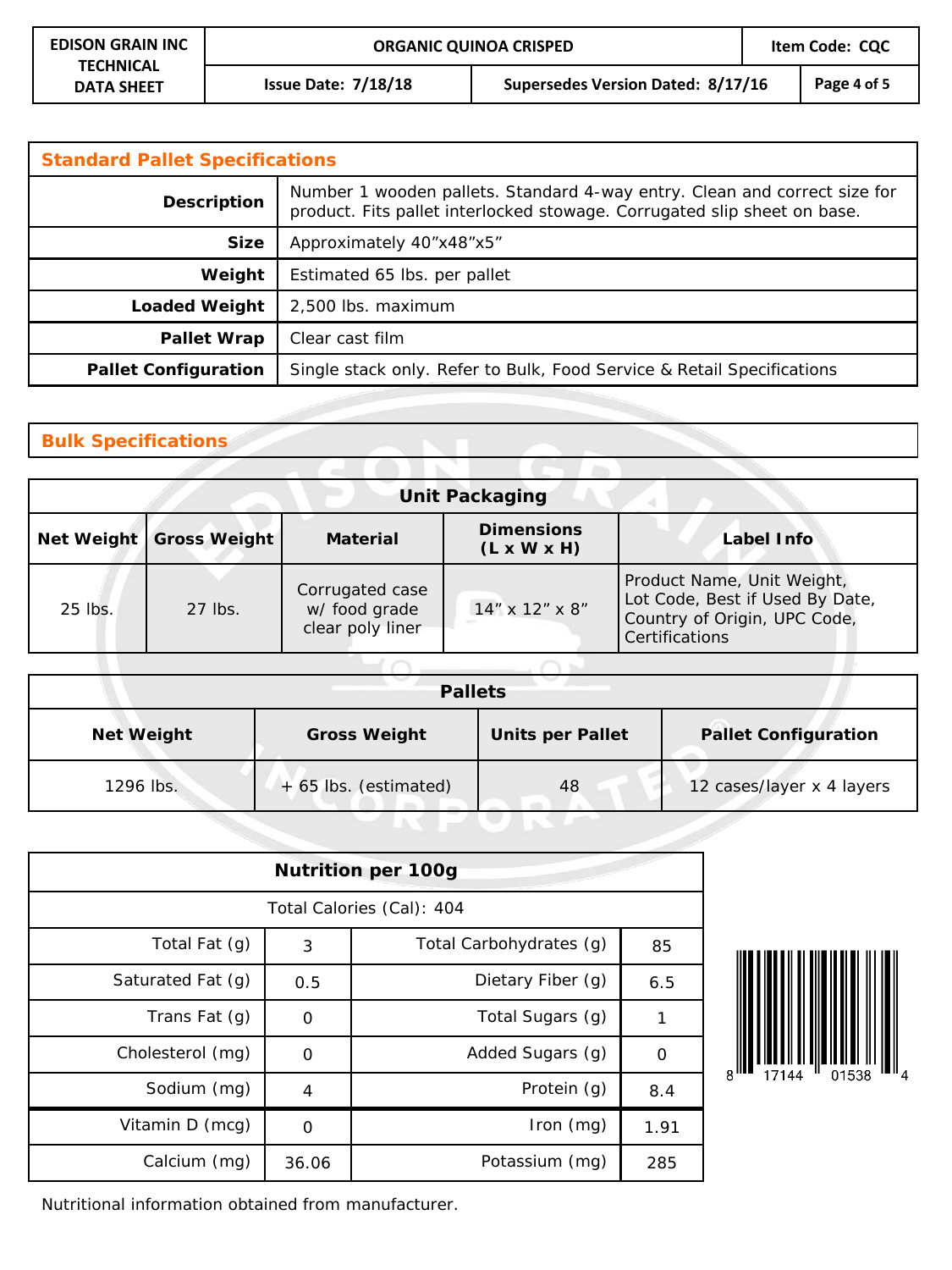| EDISON GRAIN INC TECHNICAL DATA SHEET | ORGANIC QUINOA CRISPED | | Item Code: CQC |
|---|---|---|---|
| | Issue Date: 7/18/18 | Supersedes Version Dated: 8/17/16 | |

## Standard Pallet Specifications

| | |
|---|---|
| **Description** | Number 1 wooden pallets. Standard 4-way entry. Clean and correct size for product. Fits pallet interlocked stowage. Corrugated slip sheet on base. |
| **Size** | Approximately 40"x48"x5" |
| **Weight** | Estimated 65 lbs. per pallet |
| **Loaded Weight** | 2,500 lbs. maximum |
| **Pallet Wrap** | Clear cast film |
| **Pallet Configuration** | Single stack only. Refer to Bulk, Food Service & Retail Specifications |

## Bulk Specifications

**Unit Packaging**

| Net Weight | Gross Weight | Material | Dimensions (L x W x H) | Label Info |
|---|---|---|---|---|
| 25 lbs. | 27 lbs. | Corrugated case w/ food grade clear poly liner | 14" x 12" x 8" | Product Name, Unit Weight, Lot Code, Best if Used By Date, Country of Origin, UPC Code, Certifications |

**Pallets**

| Net Weight | Gross Weight | Units per Pallet | Pallet Configuration |
|---|---|---|---|
| 1296 lbs. | + 65 lbs. (estimated) | 48 | 12 cases/layer x 4 layers |

**Nutrition per 100g**

Total Calories (Cal): 404

| | | | |
|---|---|---|---|
| Total Fat (g) | 3 | Total Carbohydrates (g) | 85 |
| Saturated Fat (g) | 0.5 | Dietary Fiber (g) | 6.5 |
| Trans Fat (g) | 0 | Total Sugars (g) | 1 |
| Cholesterol (mg) | 0 | Added Sugars (g) | 0 |
| Sodium (mg) | 4 | Protein (g) | 8.4 |
| Vitamin D (mcg) | 0 | Iron (mg) | 1.91 |
| Calcium (mg) | 36.06 | Potassium (mg) | 285 |

8 17144 01538 4

Nutritional information obtained from manufacturer.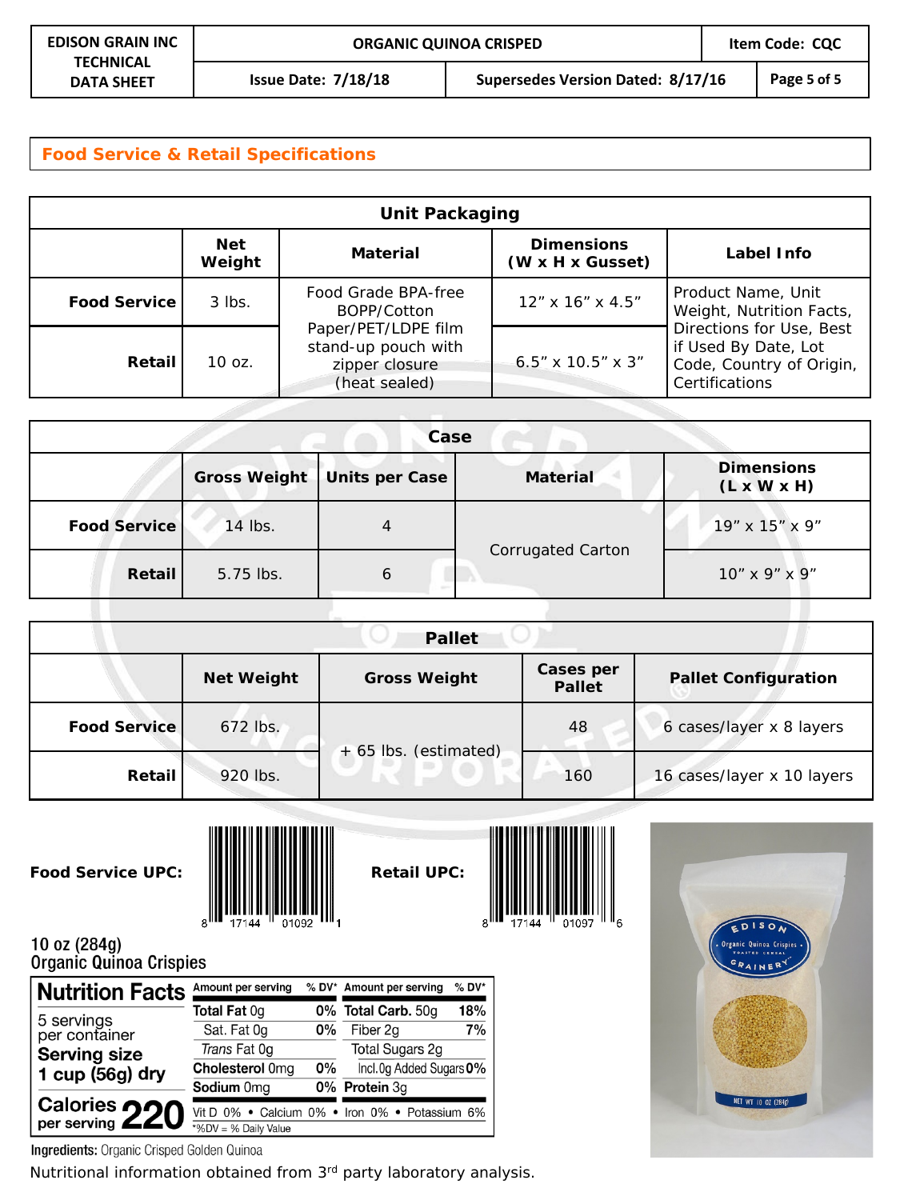| EDISON GRAIN INC TECHNICAL DATA SHEET | ORGANIC QUINOA CRISPED | | Item Code: CQC |
|---|---|---|---|
| | Issue Date: 7/18/18 | Supersedes Version Dated: 8/17/16 | Page 5 of 5 |

## Food Service & Retail Specifications

| Unit Packaging | | | | |
|---|---|---|---|---|
| | Net Weight | Material | Dimensions (W x H x Gusset) | Label Info |
| Food Service | 3 lbs. | Food Grade BPA-free BOPP/Cotton Paper/PET/LDPE film stand-up pouch with zipper closure (heat sealed) | 12" x 16" x 4.5" | Product Name, Unit Weight, Nutrition Facts, Directions for Use, Best if Used By Date, Lot Code, Country of Origin, Certifications |
| Retail | 10 oz. | | 6.5" x 10.5" x 3" | |

| Case | | | | |
|---|---|---|---|---|
| | Gross Weight | Units per Case | Material | Dimensions (L x W x H) |
| Food Service | 14 lbs. | 4 | Corrugated Carton | 19" x 15" x 9" |
| Retail | 5.75 lbs. | 6 | | 10" x 9" x 9" |

| Pallet | | | | |
|---|---|---|---|---|
| | Net Weight | Gross Weight | Cases per Pallet | Pallet Configuration |
| Food Service | 672 lbs. | + 65 lbs. (estimated) | 48 | 6 cases/layer x 8 layers |
| Retail | 920 lbs. | | 160 | 16 cases/layer x 10 layers |

**Food Service UPC:** 8 17144 01092 1

**Retail UPC:** 8 17144 01097 6

10 oz (284g)
Organic Quinoa Crispies

**Nutrition Facts**

5 servings per container
**Serving size 1 cup (56g) dry**
**Calories per serving 220**

| Amount per serving | % DV* | Amount per serving | % DV* |
|---|---|---|---|
| **Total Fat** 0g | 0% | **Total Carb.** 50g | 18% |
| Sat. Fat 0g | 0% | Fiber 2g | 7% |
| *Trans* Fat 0g | | Total Sugars 2g | |
| **Cholesterol** 0mg | 0% | Incl. 0g Added Sugars | 0% |
| **Sodium** 0mg | 0% | **Protein** 3g | |

Vit D 0% • Calcium 0% • Iron 0% • Potassium 6%

*%DV = % Daily Value

**Ingredients:** Organic Crisped Golden Quinoa

Nutritional information obtained from 3rd party laboratory analysis.